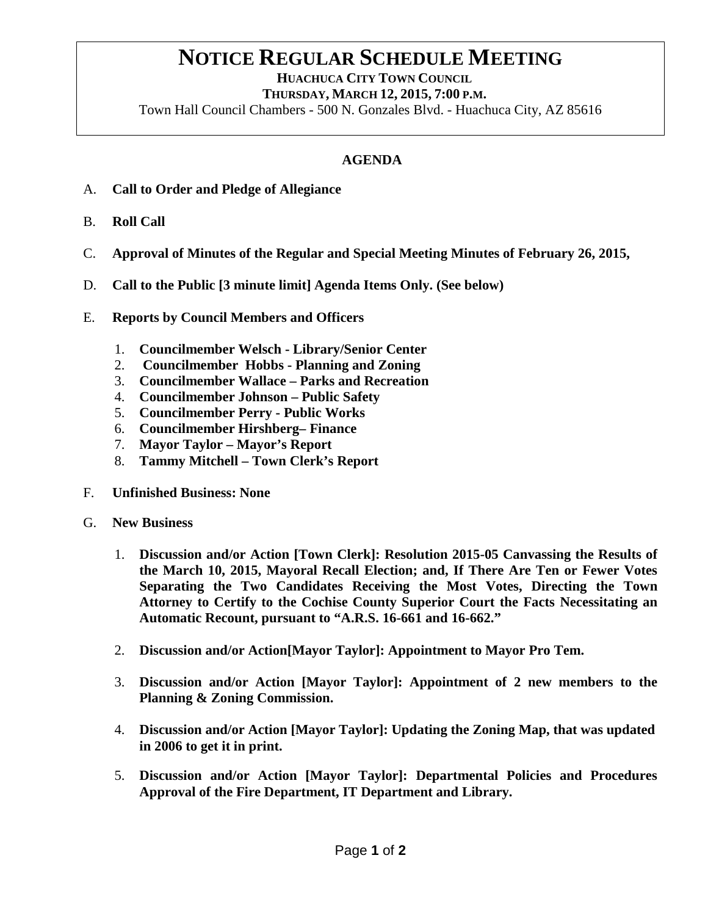# NOTICE REGULAR SCHEDULE MEETING

**HUACHUCA CITY TOWN COUNCIL**

**THURSDAY, MARCH 12, 2015, 7:00 P.M.**

Town Hall Council Chambers - 500 N. Gonzales Blvd. - Huachuca City, AZ 85616

## AGENDA

A. **Call to Order and Pledge of Allegiance**

B. **Roll Call**

C. **Approval of Minutes of the Regular and Special Meeting Minutes of February 26, 2015,**

D. **Call to the Public [3 minute limit] Agenda Items Only. (See below)**

E. **Reports by Council Members and Officers**

1. **Councilmember Welsch - Library/Senior Center**
2. **Councilmember Hobbs - Planning and Zoning**
3. **Councilmember Wallace – Parks and Recreation**
4. **Councilmember Johnson – Public Safety**
5. **Councilmember Perry - Public Works**
6. **Councilmember Hirshberg– Finance**
7. **Mayor Taylor – Mayor's Report**
8. **Tammy Mitchell – Town Clerk's Report**

F. **Unfinished Business: None**

G. **New Business**

1. **Discussion and/or Action [Town Clerk]: Resolution 2015-05 Canvassing the Results of the March 10, 2015, Mayoral Recall Election; and, If There Are Ten or Fewer Votes Separating the Two Candidates Receiving the Most Votes, Directing the Town Attorney to Certify to the Cochise County Superior Court the Facts Necessitating an Automatic Recount, pursuant to "A.R.S. 16-661 and 16-662."**
2. **Discussion and/or Action[Mayor Taylor]: Appointment to Mayor Pro Tem.**
3. **Discussion and/or Action [Mayor Taylor]: Appointment of 2 new members to the Planning & Zoning Commission.**
4. **Discussion and/or Action [Mayor Taylor]: Updating the Zoning Map, that was updated in 2006 to get it in print.**
5. **Discussion and/or Action [Mayor Taylor]: Departmental Policies and Procedures Approval of the Fire Department, IT Department and Library.**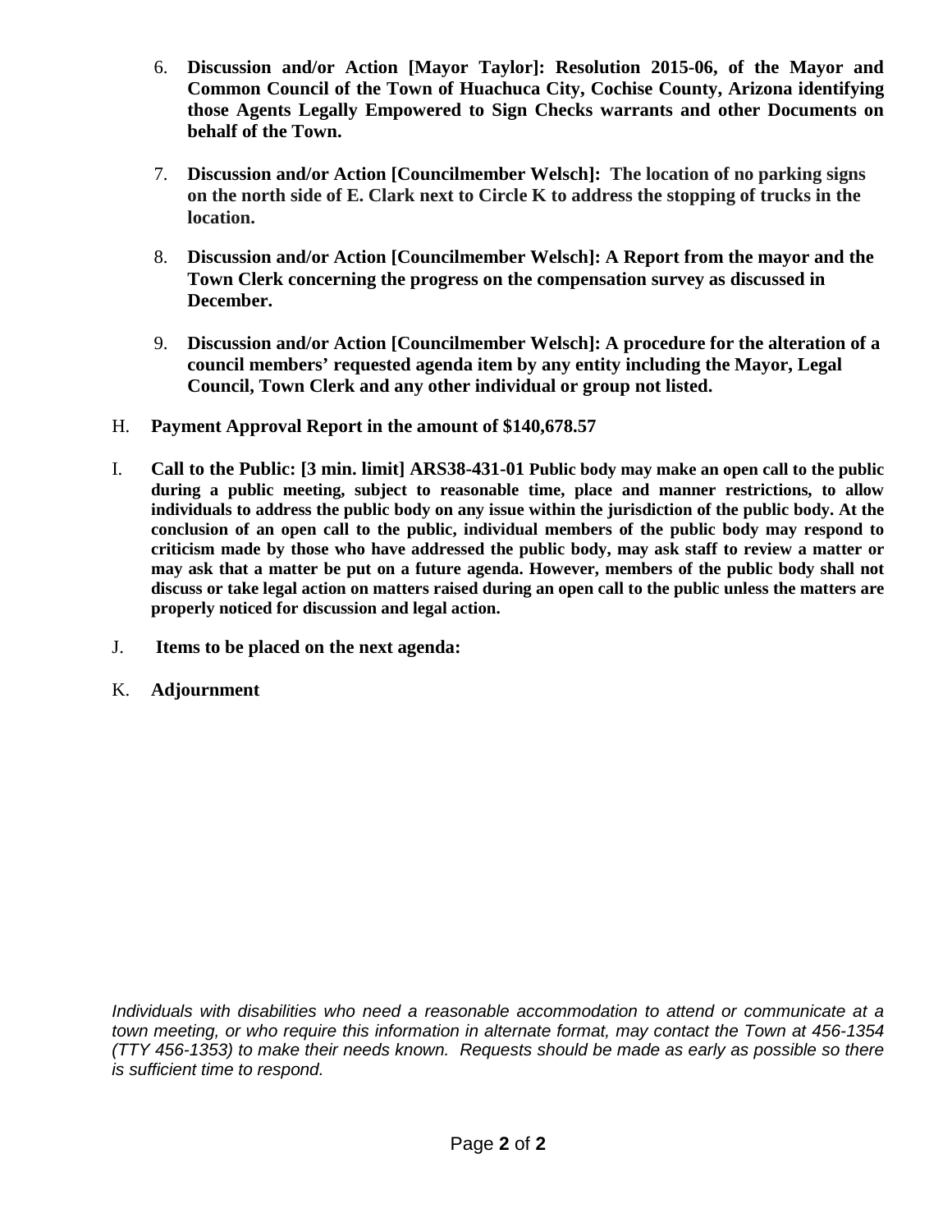6. **Discussion and/or Action [Mayor Taylor]: Resolution 2015-06, of the Mayor and Common Council of the Town of Huachuca City, Cochise County, Arizona identifying those Agents Legally Empowered to Sign Checks warrants and other Documents on behalf of the Town.**

7. **Discussion and/or Action [Councilmember Welsch]: The location of no parking signs on the north side of E. Clark next to Circle K to address the stopping of trucks in the location.**

8. **Discussion and/or Action [Councilmember Welsch]: A Report from the mayor and the Town Clerk concerning the progress on the compensation survey as discussed in December.**

9. **Discussion and/or Action [Councilmember Welsch]: A procedure for the alteration of a council members' requested agenda item by any entity including the Mayor, Legal Council, Town Clerk and any other individual or group not listed.**

H. **Payment Approval Report in the amount of $140,678.57**

I. **Call to the Public: [3 min. limit] ARS38-431-01 Public body may make an open call to the public during a public meeting, subject to reasonable time, place and manner restrictions, to allow individuals to address the public body on any issue within the jurisdiction of the public body. At the conclusion of an open call to the public, individual members of the public body may respond to criticism made by those who have addressed the public body, may ask staff to review a matter or may ask that a matter be put on a future agenda. However, members of the public body shall not discuss or take legal action on matters raised during an open call to the public unless the matters are properly noticed for discussion and legal action.**

J. **Items to be placed on the next agenda:**

K. **Adjournment**

*Individuals with disabilities who need a reasonable accommodation to attend or communicate at a town meeting, or who require this information in alternate format, may contact the Town at 456-1354 (TTY 456-1353) to make their needs known. Requests should be made as early as possible so there is sufficient time to respond.*